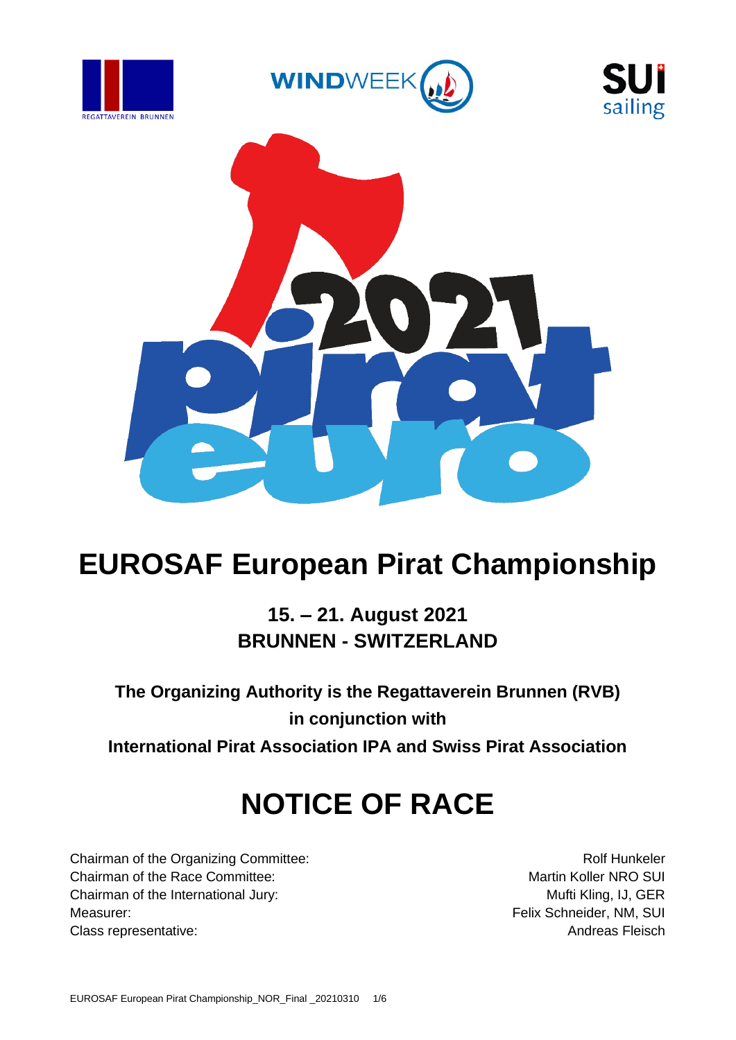# EUROSAF European Pirat Championship

## 15. – 21. August 2021
## BRUNNEN - SWITZERLAND

**The Organizing Authority is the Regattaverein Brunnen (RVB)**
**in conjunction with**
**International Pirat Association IPA and Swiss Pirat Association**

# NOTICE OF RACE

| | |
|---|---|
| Chairman of the Organizing Committee: | Rolf Hunkeler |
| Chairman of the Race Committee: | Martin Koller NRO SUI |
| Chairman of the International Jury: | Mufti Kling, IJ, GER |
| Measurer: | Felix Schneider, NM, SUI |
| Class representative: | Andreas Fleisch |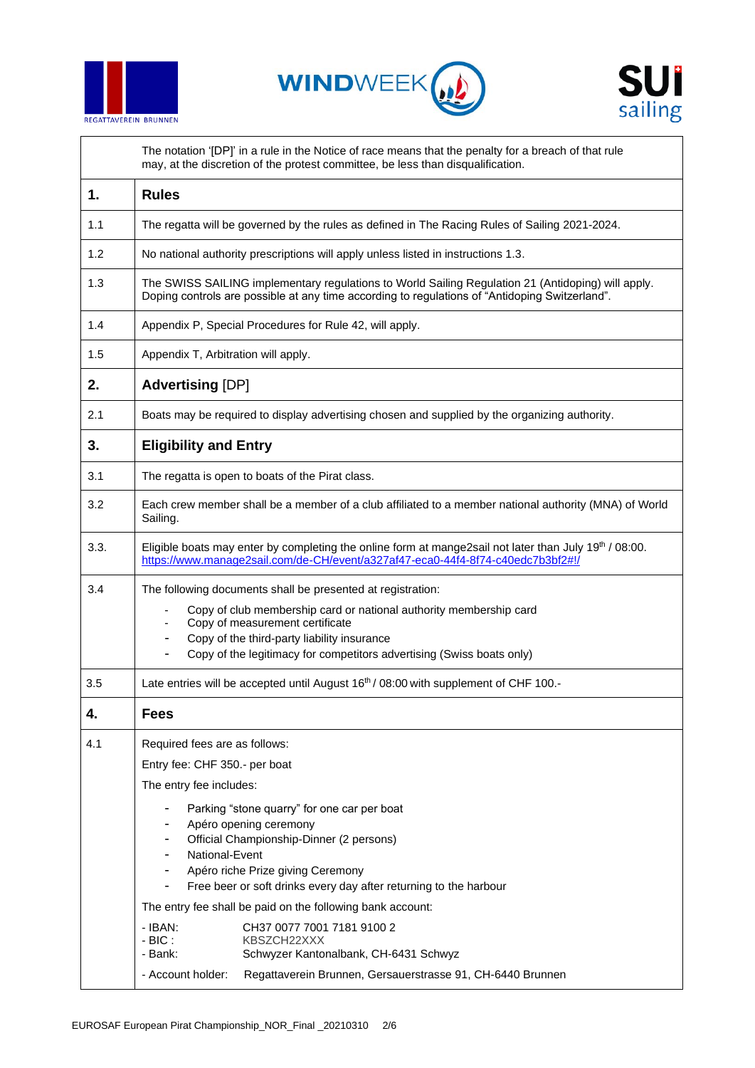| | The notation '[DP]' in a rule in the Notice of race means that the penalty for a breach of that rule may, at the discretion of the protest committee, be less than disqualification. |
|---|---|
| **1.** | **Rules** |
| 1.1 | The regatta will be governed by the rules as defined in The Racing Rules of Sailing 2021-2024. |
| 1.2 | No national authority prescriptions will apply unless listed in instructions 1.3. |
| 1.3 | The SWISS SAILING implementary regulations to World Sailing Regulation 21 (Antidoping) will apply. Doping controls are possible at any time according to regulations of "Antidoping Switzerland". |
| 1.4 | Appendix P, Special Procedures for Rule 42, will apply. |
| 1.5 | Appendix T, Arbitration will apply. |
| **2.** | **Advertising** [DP] |
| 2.1 | Boats may be required to display advertising chosen and supplied by the organizing authority. |
| **3.** | **Eligibility and Entry** |
| 3.1 | The regatta is open to boats of the Pirat class. |
| 3.2 | Each crew member shall be a member of a club affiliated to a member national authority (MNA) of World Sailing. |
| 3.3. | Eligible boats may enter by completing the online form at mange2sail not later than July 19th / 08:00. https://www.manage2sail.com/de-CH/event/a327af47-eca0-44f4-8f74-c40edc7b3bf2#!/ |
| 3.4 | The following documents shall be presented at registration:<br>- Copy of club membership card or national authority membership card<br>- Copy of measurement certificate<br>- Copy of the third-party liability insurance<br>- Copy of the legitimacy for competitors advertising (Swiss boats only) |
| 3.5 | Late entries will be accepted until August 16th / 08:00 with supplement of CHF 100.- |
| **4.** | **Fees** |
| 4.1 | Required fees are as follows:<br>Entry fee: CHF 350.- per boat<br>The entry fee includes:<br>- Parking "stone quarry" for one car per boat<br>- Apéro opening ceremony<br>- Official Championship-Dinner (2 persons)<br>- National-Event<br>- Apéro riche Prize giving Ceremony<br>- Free beer or soft drinks every day after returning to the harbour<br>The entry fee shall be paid on the following bank account:<br>- IBAN: CH37 0077 7001 7181 9100 2<br>- BIC : KBSZCH22XXX<br>- Bank: Schwyzer Kantonalbank, CH-6431 Schwyz<br>- Account holder: Regattaverein Brunnen, Gersauerstrasse 91, CH-6440 Brunnen |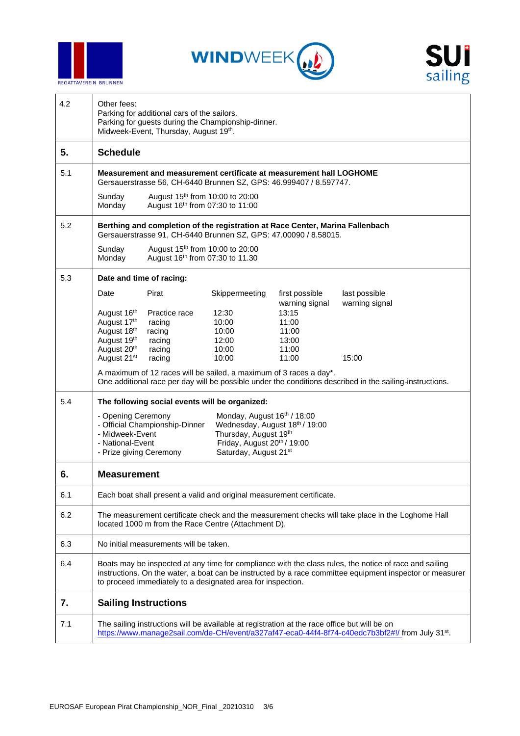| | |
|---|---|
| 4.2 | Other fees:<br>Parking for additional cars of the sailors.<br>Parking for guests during the Championship-dinner.<br>Midweek-Event, Thursday, August 19th. |
| **5.** | **Schedule** |
| 5.1 | **Measurement and measurement certificate at measurement hall LOGHOME**<br>Gersauerstrasse 56, CH-6440 Brunnen SZ, GPS: 46.999407 / 8.597747.<br>Sunday August 15th from 10:00 to 20:00<br>Monday August 16th from 07:30 to 11:00 |
| 5.2 | **Berthing and completion of the registration at Race Center, Marina Fallenbach**<br>Gersauerstrasse 91, CH-6440 Brunnen SZ, GPS: 47.00090 / 8.58015.<br>Sunday August 15th from 10:00 to 20:00<br>Monday August 16th from 07:30 to 11.30 |
| 5.3 | **Date and time of racing:** |
| 6. | **Measurement** |

**Date and time of racing (5.3):**

| Date | Pirat | Skippermeeting | first possible warning signal | last possible warning signal |
|---|---|---|---|---|
| August 16th | Practice race | 12:30 | 13:15 | |
| August 17th | racing | 10:00 | 11:00 | |
| August 18th | racing | 10:00 | 11:00 | |
| August 19th | racing | 12:00 | 13:00 | |
| August 20th | racing | 10:00 | 11:00 | |
| August 21st | racing | 10:00 | 11:00 | 15:00 |

A maximum of 12 races will be sailed, a maximum of 3 races a day*.
One additional race per day will be possible under the conditions described in the sailing-instructions.

**5.4 The following social events will be organized:**

| Event | Date |
|---|---|
| - Opening Ceremony | Monday, August 16th / 18:00 |
| - Official Championship-Dinner | Wednesday, August 18th / 19:00 |
| - Midweek-Event | Thursday, August 19th |
| - National-Event | Friday, August 20th / 19:00 |
| - Prize giving Ceremony | Saturday, August 21st |

## 6. Measurement

| | |
|---|---|
| 6.1 | Each boat shall present a valid and original measurement certificate. |
| 6.2 | The measurement certificate check and the measurement checks will take place in the Loghome Hall located 1000 m from the Race Centre (Attachment D). |
| 6.3 | No initial measurements will be taken. |
| 6.4 | Boats may be inspected at any time for compliance with the class rules, the notice of race and sailing instructions. On the water, a boat can be instructed by a race committee equipment inspector or measurer to proceed immediately to a designated area for inspection. |

## 7. Sailing Instructions

| | |
|---|---|
| 7.1 | The sailing instructions will be available at registration at the race office but will be on https://www.manage2sail.com/de-CH/event/a327af47-eca0-44f4-8f74-c40edc7b3bf2#!/ from July 31st. |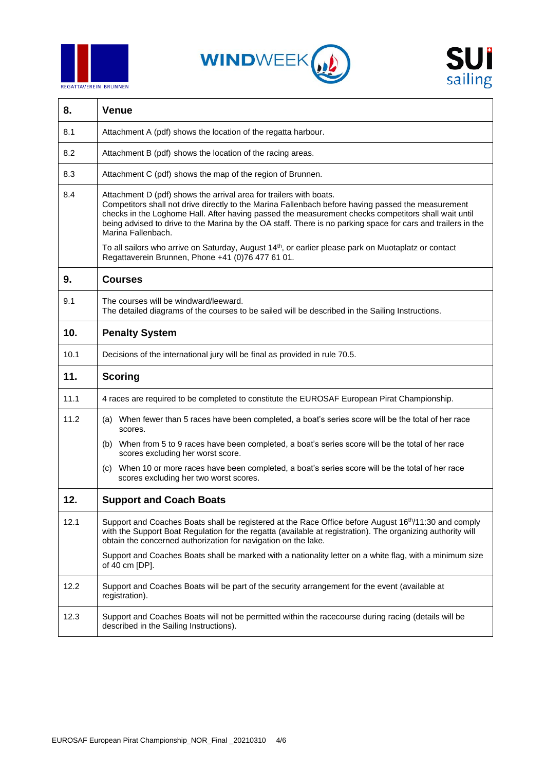| 8. | **Venue** |
|---|---|
| 8.1 | Attachment A (pdf) shows the location of the regatta harbour. |
| 8.2 | Attachment B (pdf) shows the location of the racing areas. |
| 8.3 | Attachment C (pdf) shows the map of the region of Brunnen. |
| 8.4 | Attachment D (pdf) shows the arrival area for trailers with boats. Competitors shall not drive directly to the Marina Fallenbach before having passed the measurement checks in the Loghome Hall. After having passed the measurement checks competitors shall wait until being advised to drive to the Marina by the OA staff. There is no parking space for cars and trailers in the Marina Fallenbach. To all sailors who arrive on Saturday, August 14th, or earlier please park on Muotaplatz or contact Regattaverein Brunnen, Phone +41 (0)76 477 61 01. |
| **9.** | **Courses** |
| 9.1 | The courses will be windward/leeward. The detailed diagrams of the courses to be sailed will be described in the Sailing Instructions. |
| **10.** | **Penalty System** |
| 10.1 | Decisions of the international jury will be final as provided in rule 70.5. |
| **11.** | **Scoring** |
| 11.1 | 4 races are required to be completed to constitute the EUROSAF European Pirat Championship. |
| 11.2 | (a) When fewer than 5 races have been completed, a boat's series score will be the total of her race scores. (b) When from 5 to 9 races have been completed, a boat's series score will be the total of her race scores excluding her worst score. (c) When 10 or more races have been completed, a boat's series score will be the total of her race scores excluding her two worst scores. |
| **12.** | **Support and Coach Boats** |
| 12.1 | Support and Coaches Boats shall be registered at the Race Office before August 16th/11:30 and comply with the Support Boat Regulation for the regatta (available at registration). The organizing authority will obtain the concerned authorization for navigation on the lake. Support and Coaches Boats shall be marked with a nationality letter on a white flag, with a minimum size of 40 cm [DP]. |
| 12.2 | Support and Coaches Boats will be part of the security arrangement for the event (available at registration). |
| 12.3 | Support and Coaches Boats will not be permitted within the racecourse during racing (details will be described in the Sailing Instructions). |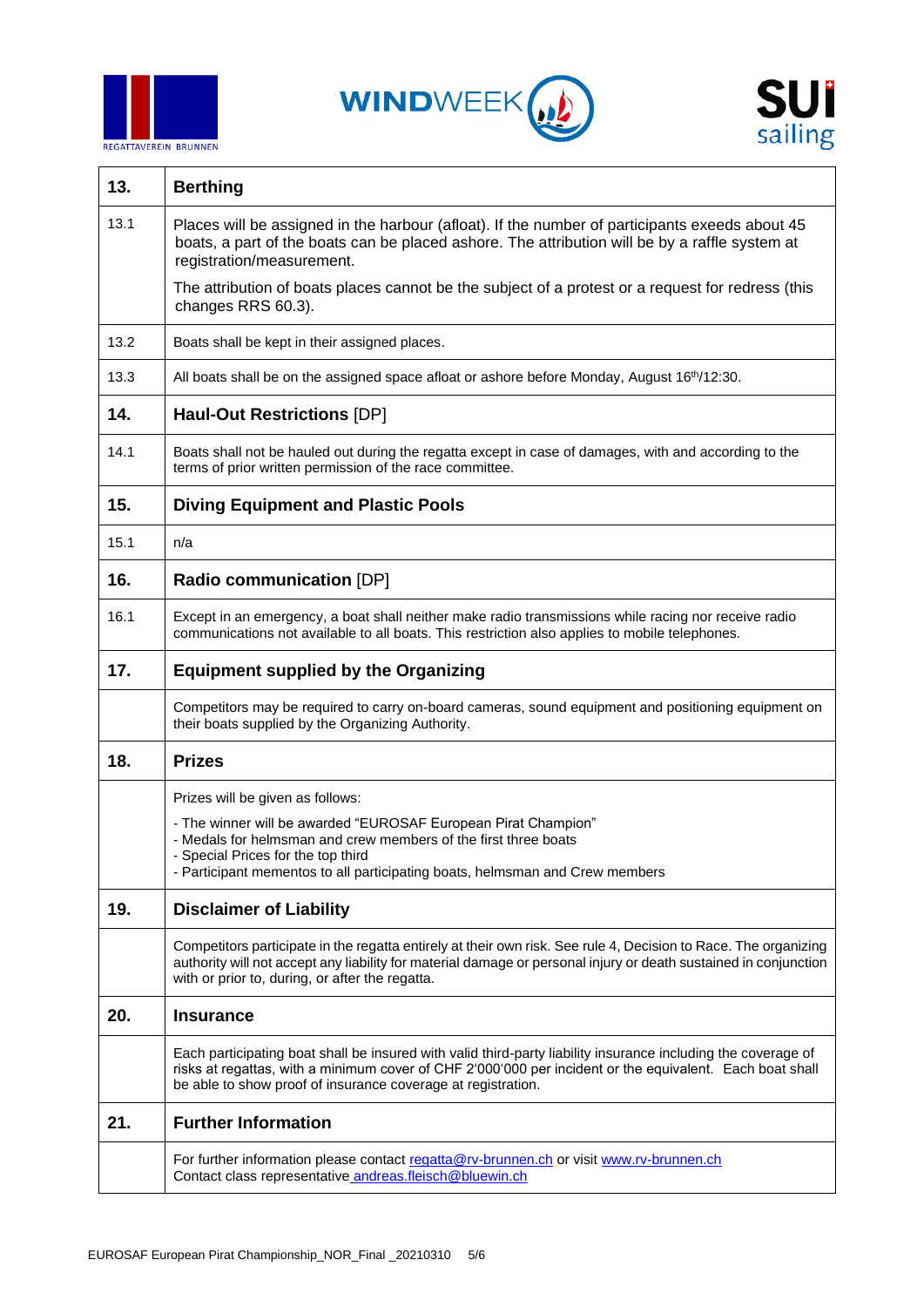| 13. | **Berthing** |
|---|---|
| 13.1 | Places will be assigned in the harbour (afloat). If the number of participants exeeds about 45 boats, a part of the boats can be placed ashore. The attribution will be by a raffle system at registration/measurement.<br><br>The attribution of boats places cannot be the subject of a protest or a request for redress (this changes RRS 60.3). |
| 13.2 | Boats shall be kept in their assigned places. |
| 13.3 | All boats shall be on the assigned space afloat or ashore before Monday, August 16th/12:30. |
| **14.** | **Haul-Out Restrictions** [DP] |
| 14.1 | Boats shall not be hauled out during the regatta except in case of damages, with and according to the terms of prior written permission of the race committee. |
| **15.** | **Diving Equipment and Plastic Pools** |
| 15.1 | n/a |
| **16.** | **Radio communication** [DP] |
| 16.1 | Except in an emergency, a boat shall neither make radio transmissions while racing nor receive radio communications not available to all boats. This restriction also applies to mobile telephones. |
| **17.** | **Equipment supplied by the Organizing** |
| | Competitors may be required to carry on-board cameras, sound equipment and positioning equipment on their boats supplied by the Organizing Authority. |
| **18.** | **Prizes** |
| | Prizes will be given as follows:<br><br>- The winner will be awarded "EUROSAF European Pirat Champion"<br>- Medals for helmsman and crew members of the first three boats<br>- Special Prices for the top third<br>- Participant mementos to all participating boats, helmsman and Crew members |
| **19.** | **Disclaimer of Liability** |
| | Competitors participate in the regatta entirely at their own risk. See rule 4, Decision to Race. The organizing authority will not accept any liability for material damage or personal injury or death sustained in conjunction with or prior to, during, or after the regatta. |
| **20.** | **Insurance** |
| | Each participating boat shall be insured with valid third-party liability insurance including the coverage of risks at regattas, with a minimum cover of CHF 2'000'000 per incident or the equivalent. Each boat shall be able to show proof of insurance coverage at registration. |
| **21.** | **Further Information** |
| | For further information please contact regatta@rv-brunnen.ch or visit www.rv-brunnen.ch<br>Contact class representative andreas.fleisch@bluewin.ch |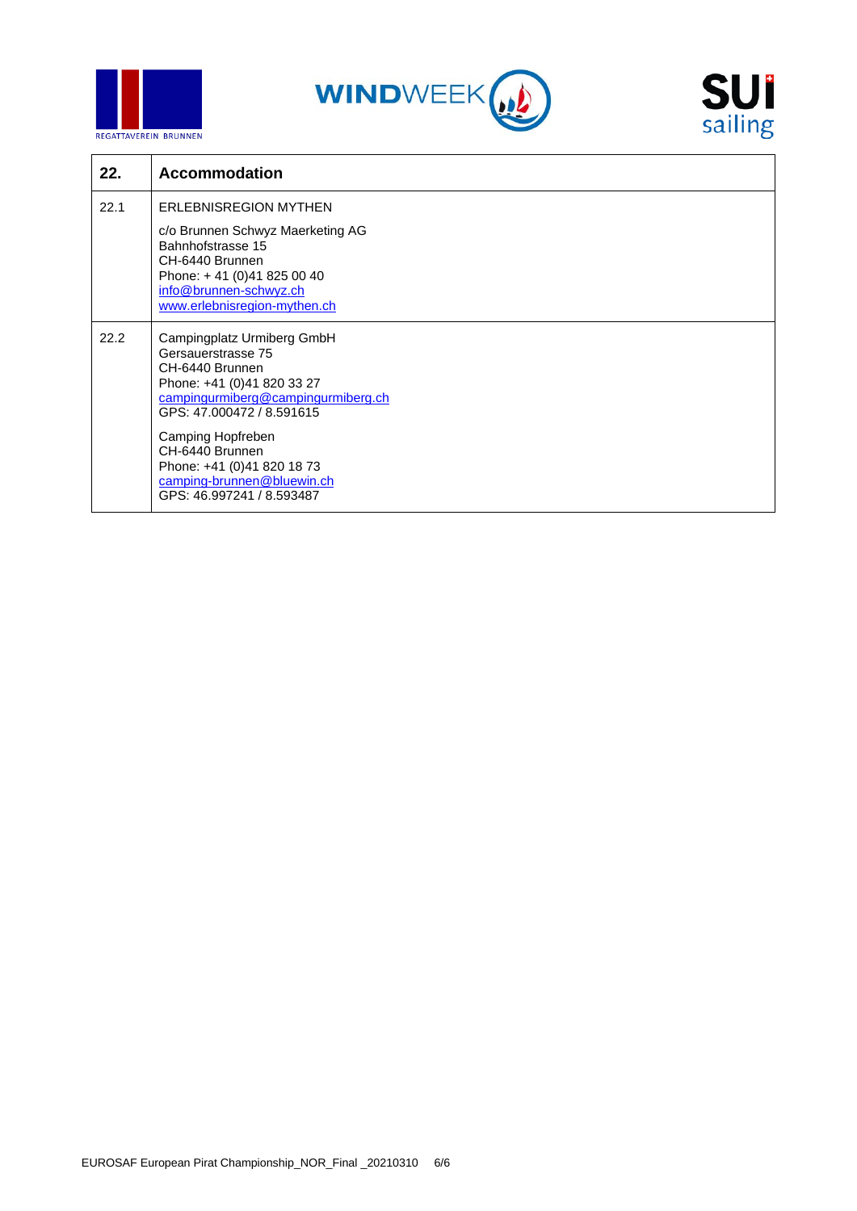| 22. | Accommodation |
|---|---|
| 22.1 | ERLEBNISREGION MYTHEN<br><br>c/o Brunnen Schwyz Maerketing AG<br>Bahnhofstrasse 15<br>CH-6440 Brunnen<br>Phone: + 41 (0)41 825 00 40<br>info@brunnen-schwyz.ch<br>www.erlebnisregion-mythen.ch |
| 22.2 | Campingplatz Urmiberg GmbH<br>Gersauerstrasse 75<br>CH-6440 Brunnen<br>Phone: +41 (0)41 820 33 27<br>campingurmiberg@campingurmiberg.ch<br>GPS: 47.000472 / 8.591615<br><br>Camping Hopfreben<br>CH-6440 Brunnen<br>Phone: +41 (0)41 820 18 73<br>camping-brunnen@bluewin.ch<br>GPS: 46.997241 / 8.593487 |